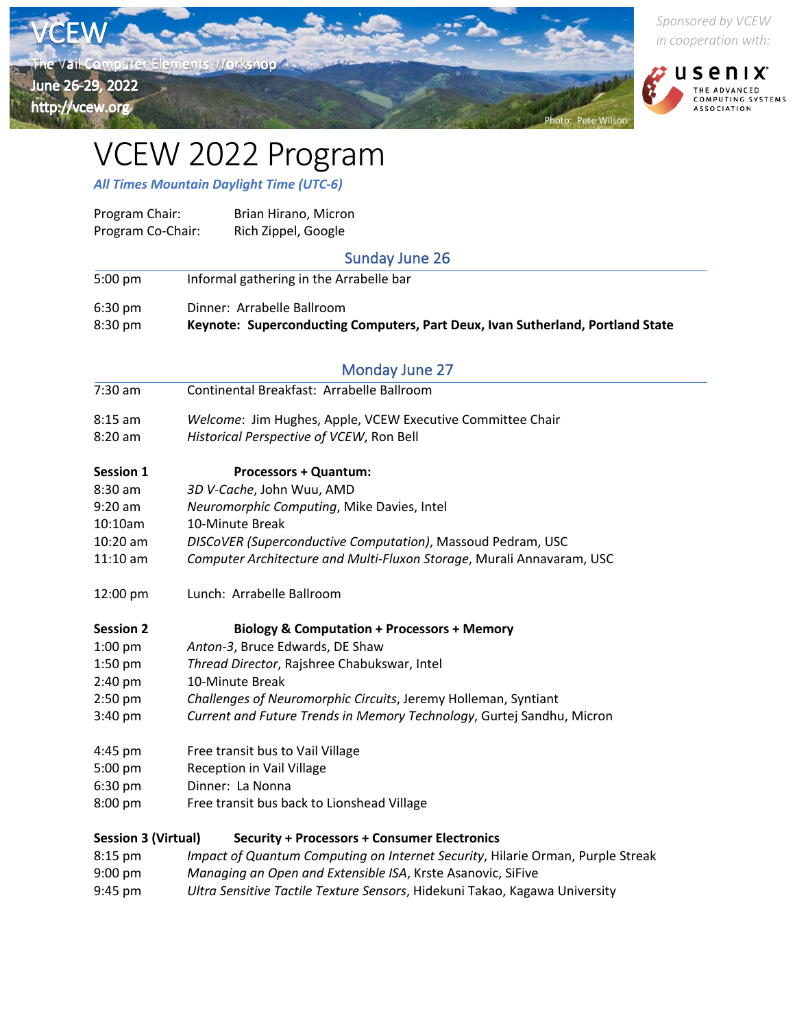VCEW

The Vail Computer Elements Workshop

June 26-29, 2022

http://vcew.org

Photo: Pete Wilson

*Sponsored by VCEW in cooperation with:*

usenix THE ADVANCED COMPUTING SYSTEMS ASSOCIATION

# VCEW 2022 Program

***All Times Mountain Daylight Time (UTC-6)***

Program Chair: Brian Hirano, Micron
Program Co-Chair: Rich Zippel, Google

## Sunday June 26

| | |
|---|---|
| 5:00 pm | Informal gathering in the Arrabelle bar |
| 6:30 pm | Dinner: Arrabelle Ballroom |
| 8:30 pm | **Keynote: Superconducting Computers, Part Deux, Ivan Sutherland, Portland State** |

## Monday June 27

| | |
|---|---|
| 7:30 am | Continental Breakfast: Arrabelle Ballroom |
| 8:15 am | *Welcome*: Jim Hughes, Apple, VCEW Executive Committee Chair |
| 8:20 am | *Historical Perspective of VCEW*, Ron Bell |

| **Session 1** | **Processors + Quantum:** |
|---|---|
| 8:30 am | *3D V-Cache*, John Wuu, AMD |
| 9:20 am | *Neuromorphic Computing*, Mike Davies, Intel |
| 10:10am | 10-Minute Break |
| 10:20 am | *DISCoVER (Superconductive Computation)*, Massoud Pedram, USC |
| 11:10 am | *Computer Architecture and Multi-Fluxon Storage*, Murali Annavaram, USC |
| 12:00 pm | Lunch: Arrabelle Ballroom |

| **Session 2** | **Biology & Computation + Processors + Memory** |
|---|---|
| 1:00 pm | *Anton-3*, Bruce Edwards, DE Shaw |
| 1:50 pm | *Thread Director*, Rajshree Chabukswar, Intel |
| 2:40 pm | 10-Minute Break |
| 2:50 pm | *Challenges of Neuromorphic Circuits*, Jeremy Holleman, Syntiant |
| 3:40 pm | *Current and Future Trends in Memory Technology*, Gurtej Sandhu, Micron |
| 4:45 pm | Free transit bus to Vail Village |
| 5:00 pm | Reception in Vail Village |
| 6:30 pm | Dinner: La Nonna |
| 8:00 pm | Free transit bus back to Lionshead Village |

| **Session 3 (Virtual)** | **Security + Processors + Consumer Electronics** |
|---|---|
| 8:15 pm | *Impact of Quantum Computing on Internet Security*, Hilarie Orman, Purple Streak |
| 9:00 pm | *Managing an Open and Extensible ISA*, Krste Asanovic, SiFive |
| 9:45 pm | *Ultra Sensitive Tactile Texture Sensors*, Hidekuni Takao, Kagawa University |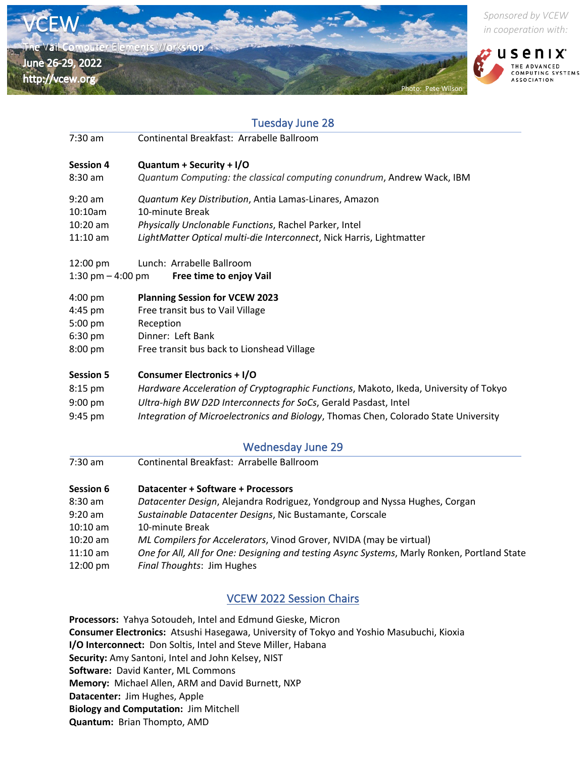VCEW
The Vail Computer Elements Workshop
June 26-29, 2022
http://vcew.org

Photo: Pete Wilson

*Sponsored by VCEW in cooperation with:*

usenix THE ADVANCED COMPUTING SYSTEMS ASSOCIATION

## Tuesday June 28

| | |
|---|---|
| 7:30 am | Continental Breakfast: Arrabelle Ballroom |
| **Session 4** | **Quantum + Security + I/O** |
| 8:30 am | *Quantum Computing: the classical computing conundrum*, Andrew Wack, IBM |
| 9:20 am | *Quantum Key Distribution*, Antia Lamas-Linares, Amazon |
| 10:10am | 10-minute Break |
| 10:20 am | *Physically Unclonable Functions*, Rachel Parker, Intel |
| 11:10 am | *LightMatter Optical multi-die Interconnect*, Nick Harris, Lightmatter |
| 12:00 pm | Lunch: Arrabelle Ballroom |
| 1:30 pm – 4:00 pm | **Free time to enjoy Vail** |
| 4:00 pm | **Planning Session for VCEW 2023** |
| 4:45 pm | Free transit bus to Vail Village |
| 5:00 pm | Reception |
| 6:30 pm | Dinner: Left Bank |
| 8:00 pm | Free transit bus back to Lionshead Village |
| **Session 5** | **Consumer Electronics + I/O** |
| 8:15 pm | *Hardware Acceleration of Cryptographic Functions*, Makoto, Ikeda, University of Tokyo |
| 9:00 pm | *Ultra-high BW D2D Interconnects for SoCs*, Gerald Pasdast, Intel |
| 9:45 pm | *Integration of Microelectronics and Biology*, Thomas Chen, Colorado State University |

## Wednesday June 29

| | |
|---|---|
| 7:30 am | Continental Breakfast: Arrabelle Ballroom |
| **Session 6** | **Datacenter + Software + Processors** |
| 8:30 am | *Datacenter Design*, Alejandra Rodriguez, Yondgroup and Nyssa Hughes, Corgan |
| 9:20 am | *Sustainable Datacenter Designs*, Nic Bustamante, Corscale |
| 10:10 am | 10-minute Break |
| 10:20 am | *ML Compilers for Accelerators*, Vinod Grover, NVIDA (may be virtual) |
| 11:10 am | *One for All, All for One: Designing and testing Async Systems*, Marly Ronken, Portland State |
| 12:00 pm | *Final Thoughts*: Jim Hughes |

## VCEW 2022 Session Chairs

**Processors:** Yahya Sotoudeh, Intel and Edmund Gieske, Micron
**Consumer Electronics:** Atsushi Hasegawa, University of Tokyo and Yoshio Masubuchi, Kioxia
**I/O Interconnect:** Don Soltis, Intel and Steve Miller, Habana
**Security:** Amy Santoni, Intel and John Kelsey, NIST
**Software:** David Kanter, ML Commons
**Memory:** Michael Allen, ARM and David Burnett, NXP
**Datacenter:** Jim Hughes, Apple
**Biology and Computation:** Jim Mitchell
**Quantum:** Brian Thompto, AMD